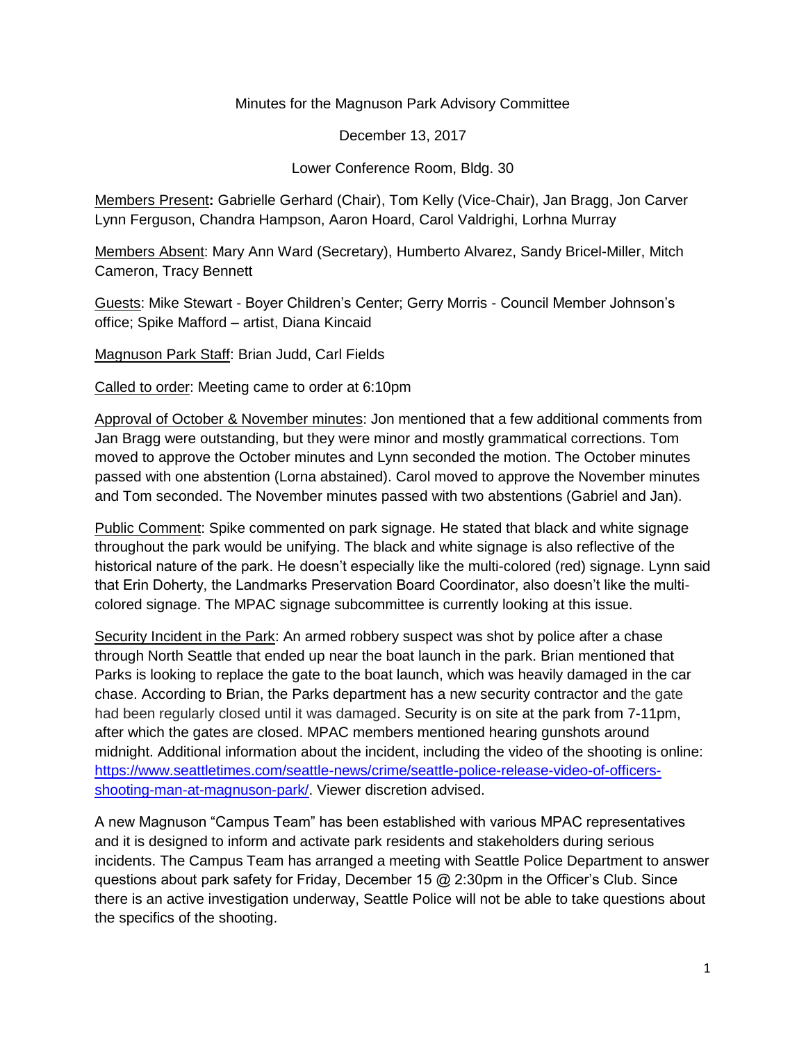Minutes for the Magnuson Park Advisory Committee

December 13, 2017

Lower Conference Room, Bldg. 30

Members Present**:** Gabrielle Gerhard (Chair), Tom Kelly (Vice-Chair), Jan Bragg, Jon Carver Lynn Ferguson, Chandra Hampson, Aaron Hoard, Carol Valdrighi, Lorhna Murray

Members Absent: Mary Ann Ward (Secretary), Humberto Alvarez, Sandy Bricel-Miller, Mitch Cameron, Tracy Bennett

Guests: Mike Stewart - Boyer Children's Center; Gerry Morris - Council Member Johnson's office; Spike Mafford – artist, Diana Kincaid

Magnuson Park Staff: Brian Judd, Carl Fields

Called to order: Meeting came to order at 6:10pm

Approval of October & November minutes: Jon mentioned that a few additional comments from Jan Bragg were outstanding, but they were minor and mostly grammatical corrections. Tom moved to approve the October minutes and Lynn seconded the motion. The October minutes passed with one abstention (Lorna abstained). Carol moved to approve the November minutes and Tom seconded. The November minutes passed with two abstentions (Gabriel and Jan).

Public Comment: Spike commented on park signage. He stated that black and white signage throughout the park would be unifying. The black and white signage is also reflective of the historical nature of the park. He doesn't especially like the multi-colored (red) signage. Lynn said that Erin Doherty, the Landmarks Preservation Board Coordinator, also doesn't like the multi-colored signage. The MPAC signage subcommittee is currently looking at this issue.

Security Incident in the Park: An armed robbery suspect was shot by police after a chase through North Seattle that ended up near the boat launch in the park. Brian mentioned that Parks is looking to replace the gate to the boat launch, which was heavily damaged in the car chase. According to Brian, the Parks department has a new security contractor and the gate had been regularly closed until it was damaged. Security is on site at the park from 7-11pm, after which the gates are closed. MPAC members mentioned hearing gunshots around midnight. Additional information about the incident, including the video of the shooting is online: https://www.seattletimes.com/seattle-news/crime/seattle-police-release-video-of-officers-shooting-man-at-magnuson-park/. Viewer discretion advised.

A new Magnuson "Campus Team" has been established with various MPAC representatives and it is designed to inform and activate park residents and stakeholders during serious incidents. The Campus Team has arranged a meeting with Seattle Police Department to answer questions about park safety for Friday, December 15 @ 2:30pm in the Officer's Club. Since there is an active investigation underway, Seattle Police will not be able to take questions about the specifics of the shooting.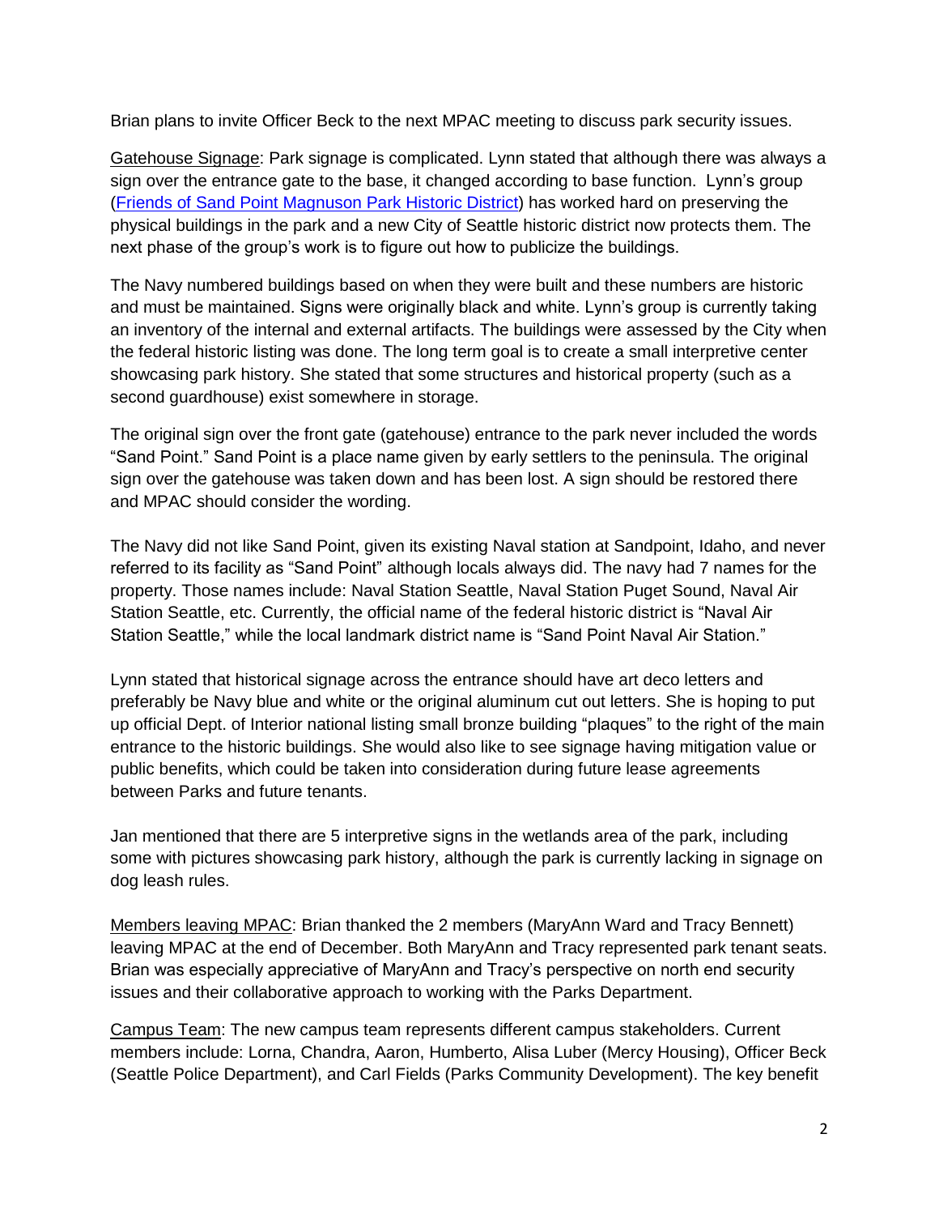Brian plans to invite Officer Beck to the next MPAC meeting to discuss park security issues.

Gatehouse Signage: Park signage is complicated. Lynn stated that although there was always a sign over the entrance gate to the base, it changed according to base function. Lynn's group ([Friends of Sand Point Magnuson Park Historic District]) has worked hard on preserving the physical buildings in the park and a new City of Seattle historic district now protects them. The next phase of the group's work is to figure out how to publicize the buildings.

The Navy numbered buildings based on when they were built and these numbers are historic and must be maintained. Signs were originally black and white. Lynn's group is currently taking an inventory of the internal and external artifacts. The buildings were assessed by the City when the federal historic listing was done. The long term goal is to create a small interpretive center showcasing park history. She stated that some structures and historical property (such as a second guardhouse) exist somewhere in storage.

The original sign over the front gate (gatehouse) entrance to the park never included the words "Sand Point." Sand Point is a place name given by early settlers to the peninsula. The original sign over the gatehouse was taken down and has been lost. A sign should be restored there and MPAC should consider the wording.

The Navy did not like Sand Point, given its existing Naval station at Sandpoint, Idaho, and never referred to its facility as "Sand Point" although locals always did. The navy had 7 names for the property. Those names include: Naval Station Seattle, Naval Station Puget Sound, Naval Air Station Seattle, etc. Currently, the official name of the federal historic district is "Naval Air Station Seattle," while the local landmark district name is "Sand Point Naval Air Station."

Lynn stated that historical signage across the entrance should have art deco letters and preferably be Navy blue and white or the original aluminum cut out letters. She is hoping to put up official Dept. of Interior national listing small bronze building "plaques" to the right of the main entrance to the historic buildings. She would also like to see signage having mitigation value or public benefits, which could be taken into consideration during future lease agreements between Parks and future tenants.

Jan mentioned that there are 5 interpretive signs in the wetlands area of the park, including some with pictures showcasing park history, although the park is currently lacking in signage on dog leash rules.

Members leaving MPAC: Brian thanked the 2 members (MaryAnn Ward and Tracy Bennett) leaving MPAC at the end of December. Both MaryAnn and Tracy represented park tenant seats. Brian was especially appreciative of MaryAnn and Tracy's perspective on north end security issues and their collaborative approach to working with the Parks Department.

Campus Team: The new campus team represents different campus stakeholders. Current members include: Lorna, Chandra, Aaron, Humberto, Alisa Luber (Mercy Housing), Officer Beck (Seattle Police Department), and Carl Fields (Parks Community Development). The key benefit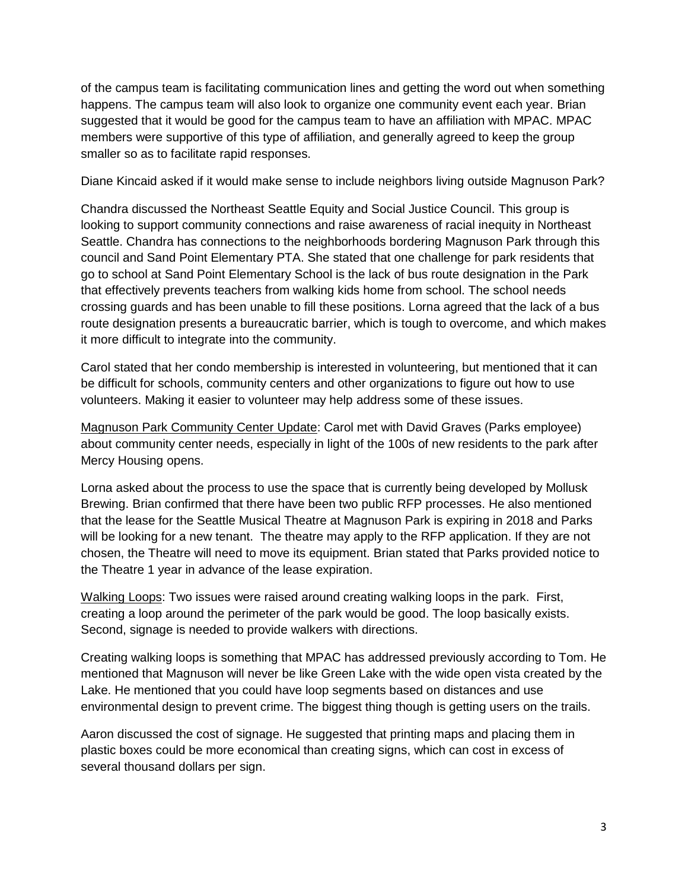of the campus team is facilitating communication lines and getting the word out when something happens. The campus team will also look to organize one community event each year. Brian suggested that it would be good for the campus team to have an affiliation with MPAC. MPAC members were supportive of this type of affiliation, and generally agreed to keep the group smaller so as to facilitate rapid responses.

Diane Kincaid asked if it would make sense to include neighbors living outside Magnuson Park?

Chandra discussed the Northeast Seattle Equity and Social Justice Council. This group is looking to support community connections and raise awareness of racial inequity in Northeast Seattle. Chandra has connections to the neighborhoods bordering Magnuson Park through this council and Sand Point Elementary PTA. She stated that one challenge for park residents that go to school at Sand Point Elementary School is the lack of bus route designation in the Park that effectively prevents teachers from walking kids home from school. The school needs crossing guards and has been unable to fill these positions. Lorna agreed that the lack of a bus route designation presents a bureaucratic barrier, which is tough to overcome, and which makes it more difficult to integrate into the community.

Carol stated that her condo membership is interested in volunteering, but mentioned that it can be difficult for schools, community centers and other organizations to figure out how to use volunteers. Making it easier to volunteer may help address some of these issues.

<u>Magnuson Park Community Center Update</u>: Carol met with David Graves (Parks employee) about community center needs, especially in light of the 100s of new residents to the park after Mercy Housing opens.

Lorna asked about the process to use the space that is currently being developed by Mollusk Brewing. Brian confirmed that there have been two public RFP processes. He also mentioned that the lease for the Seattle Musical Theatre at Magnuson Park is expiring in 2018 and Parks will be looking for a new tenant. The theatre may apply to the RFP application. If they are not chosen, the Theatre will need to move its equipment. Brian stated that Parks provided notice to the Theatre 1 year in advance of the lease expiration.

<u>Walking Loops</u>: Two issues were raised around creating walking loops in the park. First, creating a loop around the perimeter of the park would be good. The loop basically exists. Second, signage is needed to provide walkers with directions.

Creating walking loops is something that MPAC has addressed previously according to Tom. He mentioned that Magnuson will never be like Green Lake with the wide open vista created by the Lake. He mentioned that you could have loop segments based on distances and use environmental design to prevent crime. The biggest thing though is getting users on the trails.

Aaron discussed the cost of signage. He suggested that printing maps and placing them in plastic boxes could be more economical than creating signs, which can cost in excess of several thousand dollars per sign.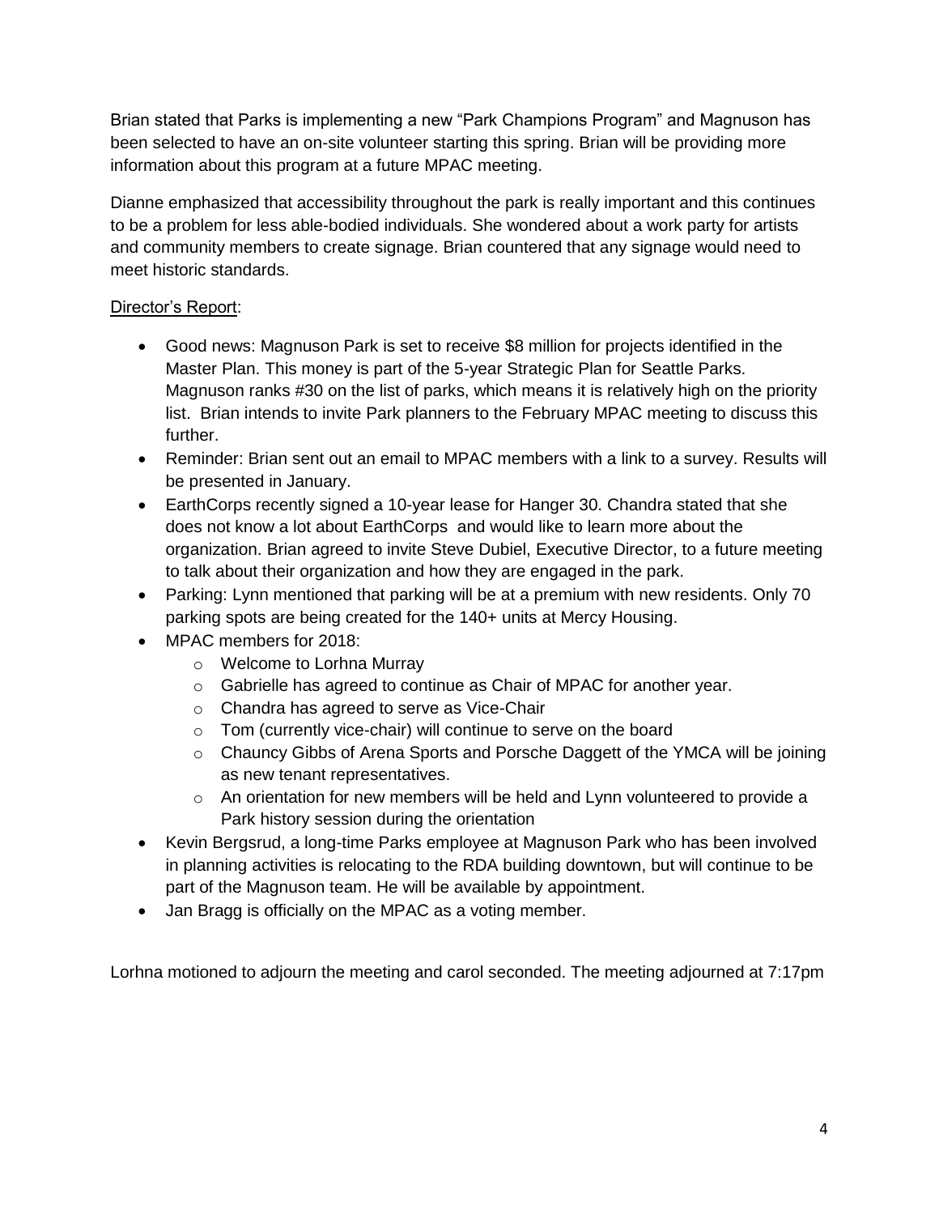Brian stated that Parks is implementing a new "Park Champions Program" and Magnuson has been selected to have an on-site volunteer starting this spring. Brian will be providing more information about this program at a future MPAC meeting.

Dianne emphasized that accessibility throughout the park is really important and this continues to be a problem for less able-bodied individuals. She wondered about a work party for artists and community members to create signage. Brian countered that any signage would need to meet historic standards.

Director's Report:

- Good news: Magnuson Park is set to receive $8 million for projects identified in the Master Plan. This money is part of the 5-year Strategic Plan for Seattle Parks. Magnuson ranks #30 on the list of parks, which means it is relatively high on the priority list. Brian intends to invite Park planners to the February MPAC meeting to discuss this further.
- Reminder: Brian sent out an email to MPAC members with a link to a survey. Results will be presented in January.
- EarthCorps recently signed a 10-year lease for Hanger 30. Chandra stated that she does not know a lot about EarthCorps and would like to learn more about the organization. Brian agreed to invite Steve Dubiel, Executive Director, to a future meeting to talk about their organization and how they are engaged in the park.
- Parking: Lynn mentioned that parking will be at a premium with new residents. Only 70 parking spots are being created for the 140+ units at Mercy Housing.
- MPAC members for 2018:
  - Welcome to Lorhna Murray
  - Gabrielle has agreed to continue as Chair of MPAC for another year.
  - Chandra has agreed to serve as Vice-Chair
  - Tom (currently vice-chair) will continue to serve on the board
  - Chauncy Gibbs of Arena Sports and Porsche Daggett of the YMCA will be joining as new tenant representatives.
  - An orientation for new members will be held and Lynn volunteered to provide a Park history session during the orientation
- Kevin Bergsrud, a long-time Parks employee at Magnuson Park who has been involved in planning activities is relocating to the RDA building downtown, but will continue to be part of the Magnuson team. He will be available by appointment.
- Jan Bragg is officially on the MPAC as a voting member.

Lorhna motioned to adjourn the meeting and carol seconded. The meeting adjourned at 7:17pm